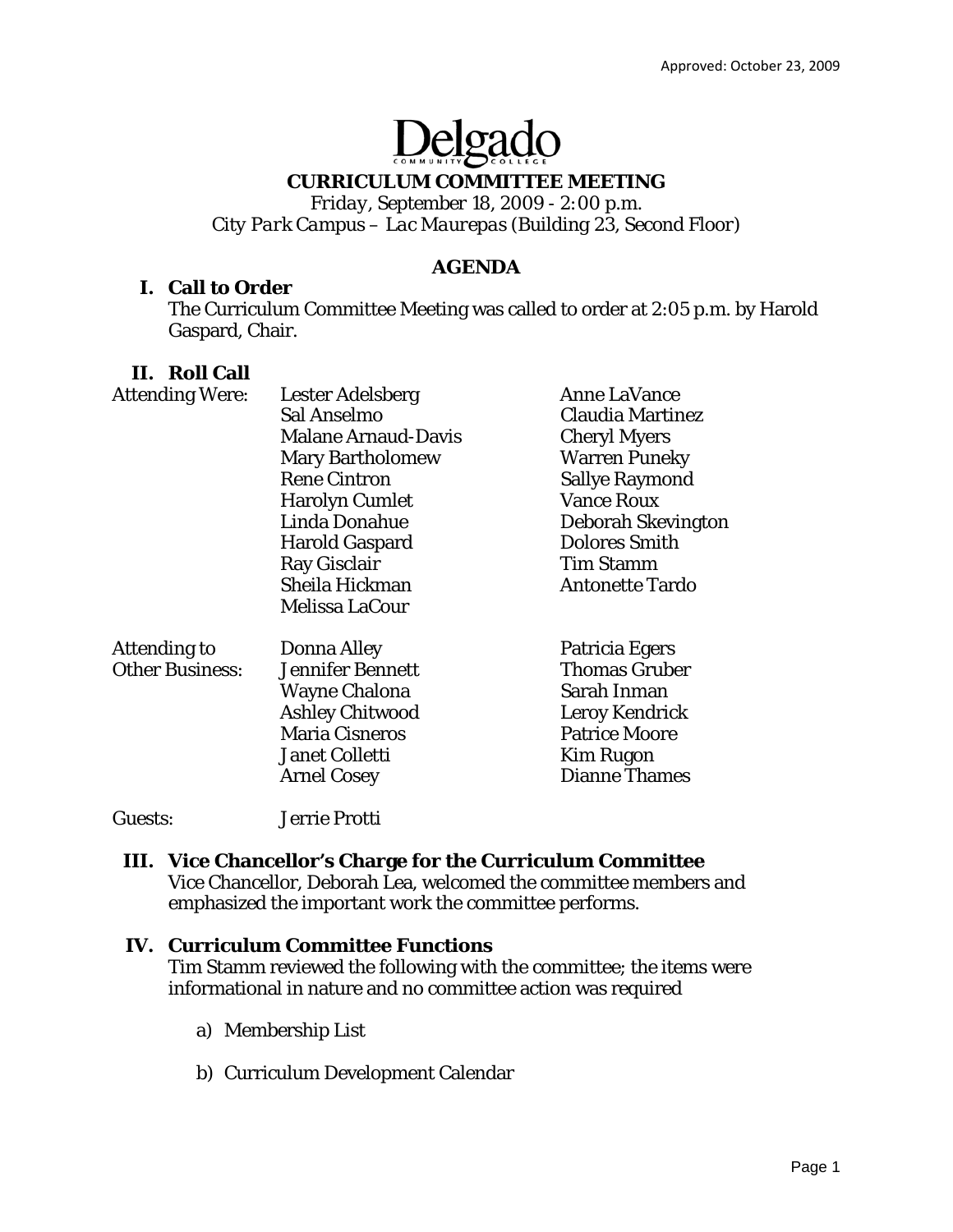Approved: October 23, 2009

# Delgado

## CURRICULUM COMMITTEE MEETING

*Friday, September 18, 2009 - 2:00 p.m.*
*City Park Campus – Lac Maurepas (Building 23, Second Floor)*

### AGENDA

**I. Call to Order**

The Curriculum Committee Meeting was called to order at 2:05 p.m. by Harold Gaspard, Chair.

**II. Roll Call**

| | | |
|---|---|---|
| Attending Were: | Lester Adelsberg | Anne LaVance |
| | Sal Anselmo | Claudia Martinez |
| | Malane Arnaud-Davis | Cheryl Myers |
| | Mary Bartholomew | Warren Puneky |
| | Rene Cintron | Sallye Raymond |
| | Harolyn Cumlet | Vance Roux |
| | Linda Donahue | Deborah Skevington |
| | Harold Gaspard | Dolores Smith |
| | Ray Gisclair | Tim Stamm |
| | Sheila Hickman | Antonette Tardo |
| | Melissa LaCour | |
| Attending to Other Business: | Donna Alley | Patricia Egers |
| | Jennifer Bennett | Thomas Gruber |
| | Wayne Chalona | Sarah Inman |
| | Ashley Chitwood | Leroy Kendrick |
| | Maria Cisneros | Patrice Moore |
| | Janet Colletti | Kim Rugon |
| | Arnel Cosey | Dianne Thames |
| Guests: | Jerrie Protti | |

**III. Vice Chancellor's Charge for the Curriculum Committee**

Vice Chancellor, Deborah Lea, welcomed the committee members and emphasized the important work the committee performs.

**IV. Curriculum Committee Functions**

Tim Stamm reviewed the following with the committee; the items were informational in nature and no committee action was required

a) Membership List

b) Curriculum Development Calendar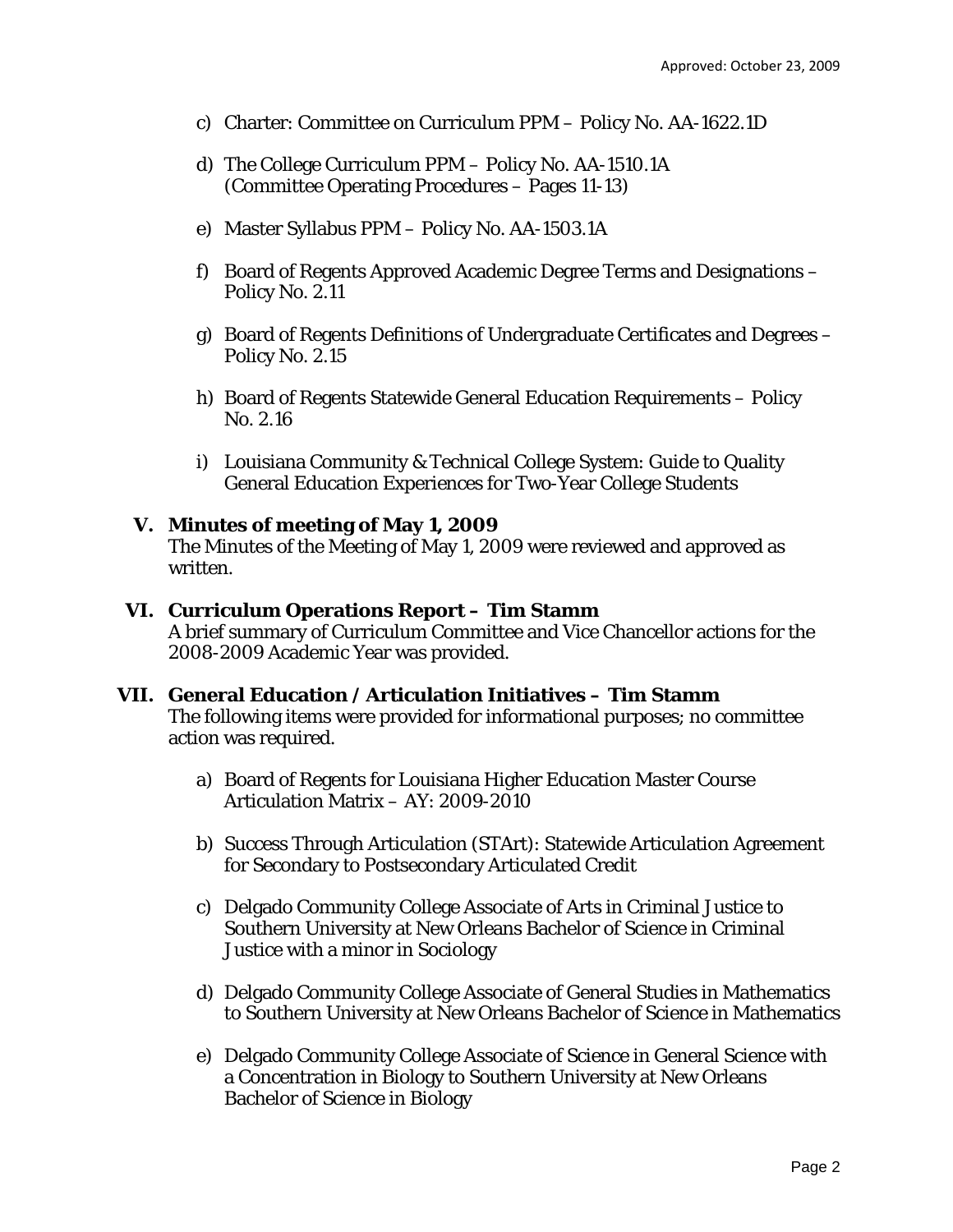c) Charter: Committee on Curriculum PPM – Policy No. AA-1622.1D

d) The College Curriculum PPM – Policy No. AA-1510.1A (Committee Operating Procedures – Pages 11-13)

e) Master Syllabus PPM – Policy No. AA-1503.1A

f) Board of Regents Approved Academic Degree Terms and Designations – Policy No. 2.11

g) Board of Regents Definitions of Undergraduate Certificates and Degrees – Policy No. 2.15

h) Board of Regents Statewide General Education Requirements – Policy No. 2.16

i) Louisiana Community & Technical College System: Guide to Quality General Education Experiences for Two-Year College Students

**V. Minutes of meeting of May 1, 2009**

The Minutes of the Meeting of May 1, 2009 were reviewed and approved as written.

**VI. Curriculum Operations Report – Tim Stamm**

A brief summary of Curriculum Committee and Vice Chancellor actions for the 2008-2009 Academic Year was provided.

**VII. General Education / Articulation Initiatives – Tim Stamm**

The following items were provided for informational purposes; no committee action was required.

a) Board of Regents for Louisiana Higher Education Master Course Articulation Matrix – AY: 2009-2010

b) Success Through Articulation (STArt): Statewide Articulation Agreement for Secondary to Postsecondary Articulated Credit

c) Delgado Community College Associate of Arts in Criminal Justice to Southern University at New Orleans Bachelor of Science in Criminal Justice with a minor in Sociology

d) Delgado Community College Associate of General Studies in Mathematics to Southern University at New Orleans Bachelor of Science in Mathematics

e) Delgado Community College Associate of Science in General Science with a Concentration in Biology to Southern University at New Orleans Bachelor of Science in Biology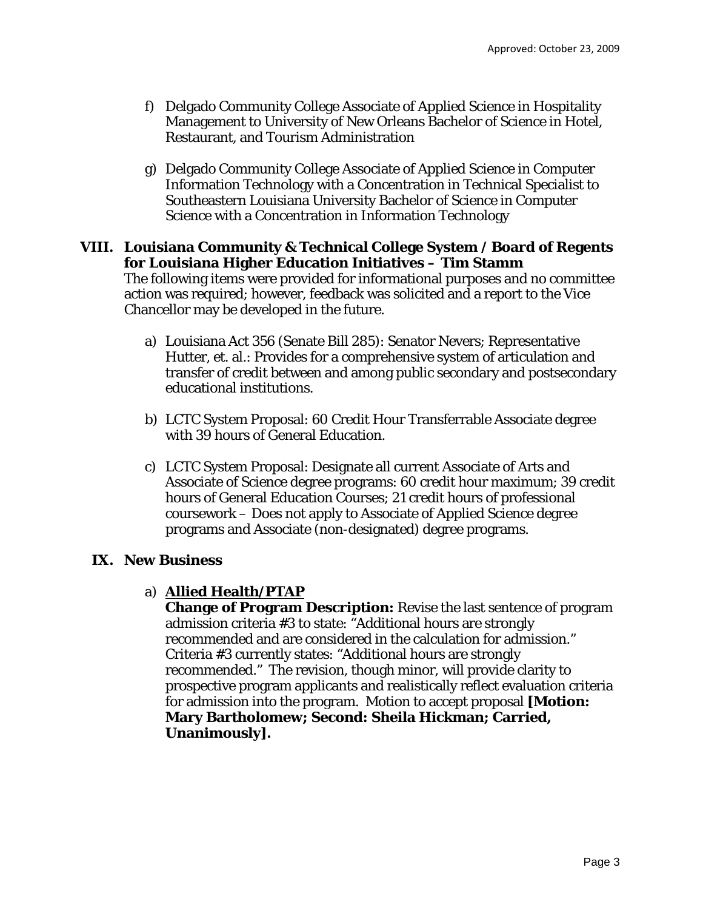f) Delgado Community College Associate of Applied Science in Hospitality Management to University of New Orleans Bachelor of Science in Hotel, Restaurant, and Tourism Administration

g) Delgado Community College Associate of Applied Science in Computer Information Technology with a Concentration in Technical Specialist to Southeastern Louisiana University Bachelor of Science in Computer Science with a Concentration in Information Technology

## VIII. Louisiana Community & Technical College System / Board of Regents for Louisiana Higher Education Initiatives – Tim Stamm

The following items were provided for informational purposes and no committee action was required; however, feedback was solicited and a report to the Vice Chancellor may be developed in the future.

a) Louisiana Act 356 (Senate Bill 285): Senator Nevers; Representative Hutter, et. al.: Provides for a comprehensive system of articulation and transfer of credit between and among public secondary and postsecondary educational institutions.

b) LCTC System Proposal: 60 Credit Hour Transferrable Associate degree with 39 hours of General Education.

c) LCTC System Proposal: Designate all current Associate of Arts and Associate of Science degree programs: 60 credit hour maximum; 39 credit hours of General Education Courses; 21 credit hours of professional coursework – Does not apply to Associate of Applied Science degree programs and Associate (non-designated) degree programs.

## IX. New Business

a) **Allied Health/PTAP**
**Change of Program Description:** Revise the last sentence of program admission criteria #3 to state: "Additional hours are strongly recommended and are considered in the calculation for admission." Criteria #3 currently states: "Additional hours are strongly recommended." The revision, though minor, will provide clarity to prospective program applicants and realistically reflect evaluation criteria for admission into the program. Motion to accept proposal **[Motion: Mary Bartholomew; Second: Sheila Hickman; Carried, Unanimously].**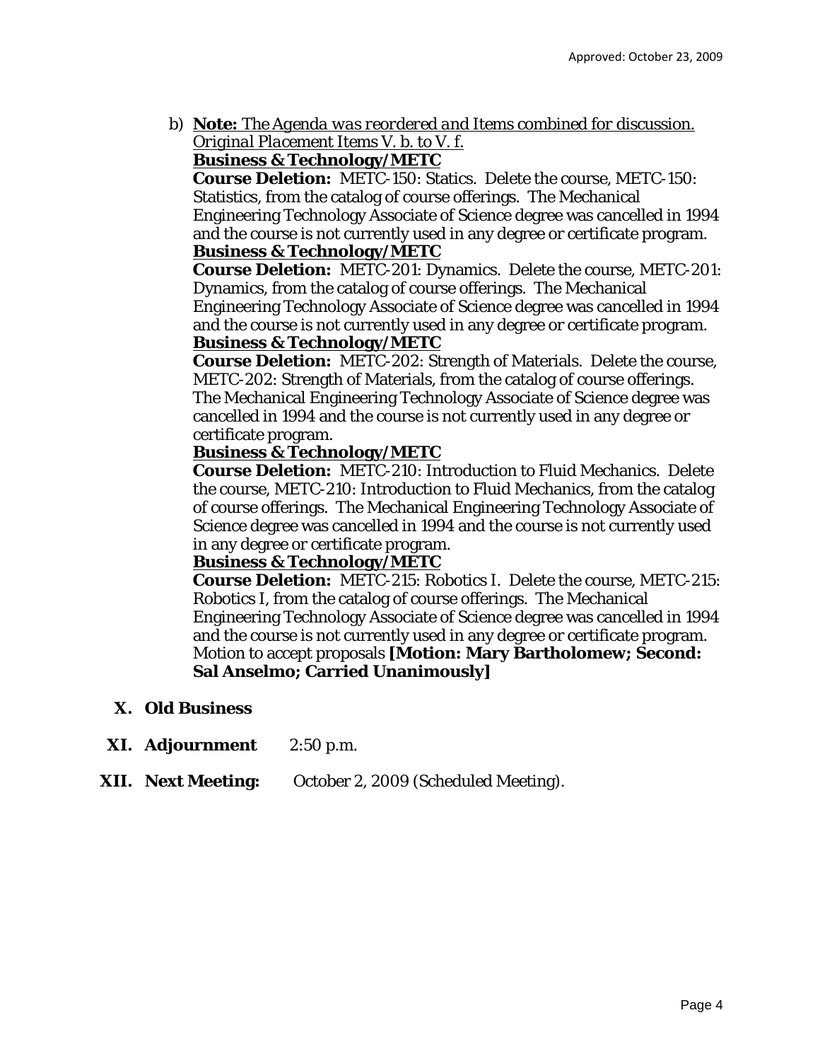b) ***Note:** The Agenda was reordered and Items combined for discussion. Original Placement Items V. b. to V. f.*

**Business & Technology/METC**

**Course Deletion:** METC-150: Statics. Delete the course, METC-150: Statistics, from the catalog of course offerings. The Mechanical Engineering Technology Associate of Science degree was cancelled in 1994 and the course is not currently used in any degree or certificate program.

**Business & Technology/METC**

**Course Deletion:** METC-201: Dynamics. Delete the course, METC-201: Dynamics, from the catalog of course offerings. The Mechanical Engineering Technology Associate of Science degree was cancelled in 1994 and the course is not currently used in any degree or certificate program.

**Business & Technology/METC**

**Course Deletion:** METC-202: Strength of Materials. Delete the course, METC-202: Strength of Materials, from the catalog of course offerings. The Mechanical Engineering Technology Associate of Science degree was cancelled in 1994 and the course is not currently used in any degree or certificate program.

**Business & Technology/METC**

**Course Deletion:** METC-210: Introduction to Fluid Mechanics. Delete the course, METC-210: Introduction to Fluid Mechanics, from the catalog of course offerings. The Mechanical Engineering Technology Associate of Science degree was cancelled in 1994 and the course is not currently used in any degree or certificate program.

**Business & Technology/METC**

**Course Deletion:** METC-215: Robotics I. Delete the course, METC-215: Robotics I, from the catalog of course offerings. The Mechanical Engineering Technology Associate of Science degree was cancelled in 1994 and the course is not currently used in any degree or certificate program. Motion to accept proposals **[Motion: Mary Bartholomew; Second: Sal Anselmo; Carried Unanimously]**

**X. Old Business**

**XI. Adjournment** 2:50 p.m.

**XII. Next Meeting:** October 2, 2009 (Scheduled Meeting).